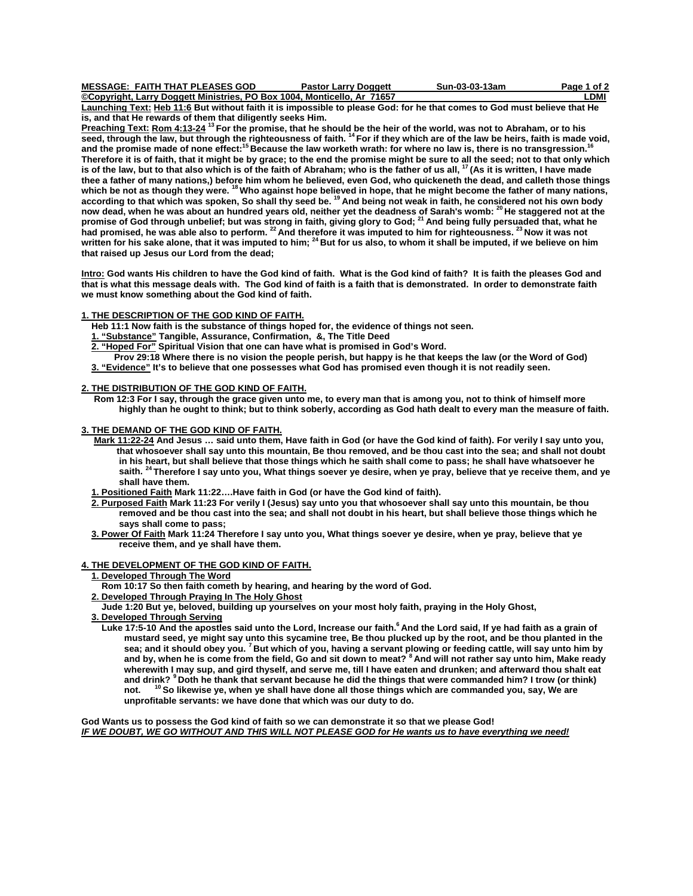**MESSAGE: FAITH THAT PLEASES GOD** **Pastor Larry Doggett** **Sun-03-03-13am**

**©Copyright, Larry Doggett Ministries, PO Box 1004, Monticello, Ar 71657** **LDMI**

**Launching Text: Heb 11:6 But without faith it is impossible to please God: for he that comes to God must believe that He is, and that He rewards of them that diligently seeks Him.**

**Preaching Text: Rom 4:13-24 [13] For the promise, that he should be the heir of the world, was not to Abraham, or to his seed, through the law, but through the righteousness of faith. [14] For if they which are of the law be heirs, faith is made void, and the promise made of none effect:[15] Because the law worketh wrath: for where no law is, there is no transgression.[16] Therefore it is of faith, that it might be by grace; to the end the promise might be sure to all the seed; not to that only which is of the law, but to that also which is of the faith of Abraham; who is the father of us all, [17] (As it is written, I have made thee a father of many nations,) before him whom he believed, even God, who quickeneth the dead, and calleth those things which be not as though they were. [18] Who against hope believed in hope, that he might become the father of many nations, according to that which was spoken, So shall thy seed be. [19] And being not weak in faith, he considered not his own body now dead, when he was about an hundred years old, neither yet the deadness of Sarah's womb: [20] He staggered not at the promise of God through unbelief; but was strong in faith, giving glory to God; [21] And being fully persuaded that, what he had promised, he was able also to perform. [22] And therefore it was imputed to him for righteousness. [23] Now it was not written for his sake alone, that it was imputed to him; [24] But for us also, to whom it shall be imputed, if we believe on him that raised up Jesus our Lord from the dead;**

**Intro: God wants His children to have the God kind of faith. What is the God kind of faith? It is faith the pleases God and that is what this message deals with. The God kind of faith is a faith that is demonstrated. In order to demonstrate faith we must know something about the God kind of faith.**

## 1. THE DESCRIPTION OF THE GOD KIND OF FAITH.

**Heb 11:1 Now faith is the substance of things hoped for, the evidence of things not seen.**

1. **"Substance" Tangible, Assurance, Confirmation, &, The Title Deed**
2. **"Hoped For" Spiritual Vision that one can have what is promised in God's Word.**
   **Prov 29:18 Where there is no vision the people perish, but happy is he that keeps the law (or the Word of God)**
3. **"Evidence" It's to believe that one possesses what God has promised even though it is not readily seen.**

## 2. THE DISTRIBUTION OF THE GOD KIND OF FAITH.

**Rom 12:3 For I say, through the grace given unto me, to every man that is among you, not to think of himself more highly than he ought to think; but to think soberly, according as God hath dealt to every man the measure of faith.**

## 3. THE DEMAND OF THE GOD KIND OF FAITH.

**Mark 11:22-24 And Jesus … said unto them, Have faith in God (or have the God kind of faith). For verily I say unto you, that whosoever shall say unto this mountain, Be thou removed, and be thou cast into the sea; and shall not doubt in his heart, but shall believe that those things which he saith shall come to pass; he shall have whatsoever he saith. [24] Therefore I say unto you, What things soever ye desire, when ye pray, believe that ye receive them, and ye shall have them.**

1. **Positioned Faith Mark 11:22….Have faith in God (or have the God kind of faith).**
2. **Purposed Faith Mark 11:23 For verily I (Jesus) say unto you that whosoever shall say unto this mountain, be thou removed and be thou cast into the sea; and shall not doubt in his heart, but shall believe those things which he says shall come to pass;**
3. **Power Of Faith Mark 11:24 Therefore I say unto you, What things soever ye desire, when ye pray, believe that ye receive them, and ye shall have them.**

## 4. THE DEVELOPMENT OF THE GOD KIND OF FAITH.

1. **Developed Through The Word**
   **Rom 10:17 So then faith cometh by hearing, and hearing by the word of God.**
2. **Developed Through Praying In The Holy Ghost**
   **Jude 1:20 But ye, beloved, building up yourselves on your most holy faith, praying in the Holy Ghost,**
3. **Developed Through Serving**
   **Luke 17:5-10 And the apostles said unto the Lord, Increase our faith.[6] And the Lord said, If ye had faith as a grain of mustard seed, ye might say unto this sycamine tree, Be thou plucked up by the root, and be thou planted in the sea; and it should obey you. [7] But which of you, having a servant plowing or feeding cattle, will say unto him by and by, when he is come from the field, Go and sit down to meat? [8] And will not rather say unto him, Make ready wherewith I may sup, and gird thyself, and serve me, till I have eaten and drunken; and afterward thou shalt eat and drink? [9] Doth he thank that servant because he did the things that were commanded him? I trow (or think) not. [10] So likewise ye, when ye shall have done all those things which are commanded you, say, We are unprofitable servants: we have done that which was our duty to do.**

**God Wants us to possess the God kind of faith so we can demonstrate it so that we please God!**

***IF WE DOUBT, WE GO WITHOUT AND THIS WILL NOT PLEASE GOD for He wants us to have everything we need!***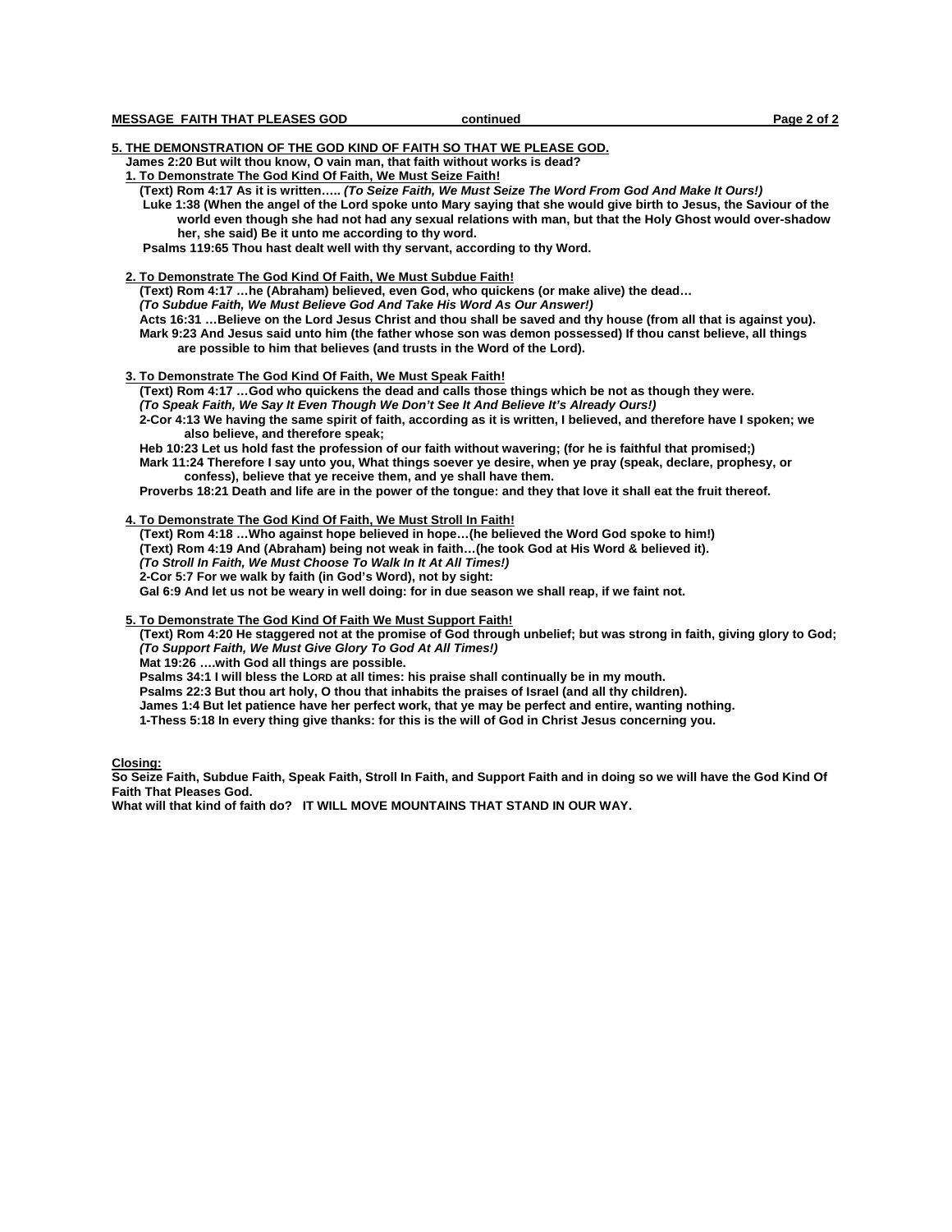**5. THE DEMONSTRATION OF THE GOD KIND OF FAITH SO THAT WE PLEASE GOD.**

**James 2:20 But wilt thou know, O vain man, that faith without works is dead?**

**1. To Demonstrate The God Kind Of Faith, We Must Seize Faith!**

**(Text) Rom 4:17 As it is written….. *(To Seize Faith, We Must Seize The Word From God And Make It Ours!)***

**Luke 1:38 (When the angel of the Lord spoke unto Mary saying that she would give birth to Jesus, the Saviour of the world even though she had not had any sexual relations with man, but that the Holy Ghost would over-shadow her, she said) Be it unto me according to thy word.**

**Psalms 119:65 Thou hast dealt well with thy servant, according to thy Word.**

**2. To Demonstrate The God Kind Of Faith, We Must Subdue Faith!**

**(Text) Rom 4:17 …he (Abraham) believed, even God, who quickens (or make alive) the dead…**

***(To Subdue Faith, We Must Believe God And Take His Word As Our Answer!)***

**Acts 16:31 …Believe on the Lord Jesus Christ and thou shall be saved and thy house (from all that is against you).**

**Mark 9:23 And Jesus said unto him (the father whose son was demon possessed) If thou canst believe, all things are possible to him that believes (and trusts in the Word of the Lord).**

**3. To Demonstrate The God Kind Of Faith, We Must Speak Faith!**

**(Text) Rom 4:17 …God who quickens the dead and calls those things which be not as though they were.**

***(To Speak Faith, We Say It Even Though We Don't See It And Believe It's Already Ours!)***

**2-Cor 4:13 We having the same spirit of faith, according as it is written, I believed, and therefore have I spoken; we also believe, and therefore speak;**

**Heb 10:23 Let us hold fast the profession of our faith without wavering; (for he is faithful that promised;)**

**Mark 11:24 Therefore I say unto you, What things soever ye desire, when ye pray (speak, declare, prophesy, or confess), believe that ye receive them, and ye shall have them.**

**Proverbs 18:21 Death and life are in the power of the tongue: and they that love it shall eat the fruit thereof.**

**4. To Demonstrate The God Kind Of Faith, We Must Stroll In Faith!**

**(Text) Rom 4:18 …Who against hope believed in hope…(he believed the Word God spoke to him!)**

**(Text) Rom 4:19 And (Abraham) being not weak in faith…(he took God at His Word & believed it).**

***(To Stroll In Faith, We Must Choose To Walk In It At All Times!)***

**2-Cor 5:7 For we walk by faith (in God's Word), not by sight:**

**Gal 6:9 And let us not be weary in well doing: for in due season we shall reap, if we faint not.**

**5. To Demonstrate The God Kind Of Faith We Must Support Faith!**

**(Text) Rom 4:20 He staggered not at the promise of God through unbelief; but was strong in faith, giving glory to God;**

***(To Support Faith, We Must Give Glory To God At All Times!)***

**Mat 19:26 ….with God all things are possible.**

**Psalms 34:1 I will bless the LORD at all times: his praise shall continually be in my mouth.**

**Psalms 22:3 But thou art holy, O thou that inhabits the praises of Israel (and all thy children).**

**James 1:4 But let patience have her perfect work, that ye may be perfect and entire, wanting nothing.**

**1-Thess 5:18 In every thing give thanks: for this is the will of God in Christ Jesus concerning you.**

**Closing:**

**So Seize Faith, Subdue Faith, Speak Faith, Stroll In Faith, and Support Faith and in doing so we will have the God Kind Of Faith That Pleases God.**

**What will that kind of faith do? IT WILL MOVE MOUNTAINS THAT STAND IN OUR WAY.**